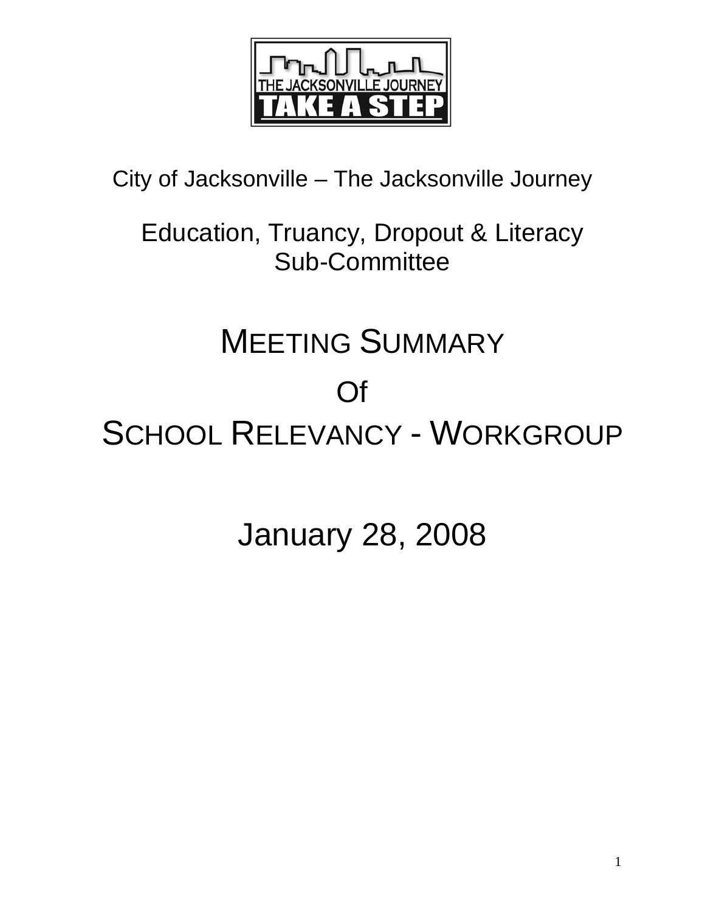THE JACKSONVILLE JOURNEY

TAKE A STEP

City of Jacksonville – The Jacksonville Journey

Education, Truancy, Dropout & Literacy Sub-Committee

# MEETING SUMMARY

# Of

# SCHOOL RELEVANCY - WORKGROUP

## January 28, 2008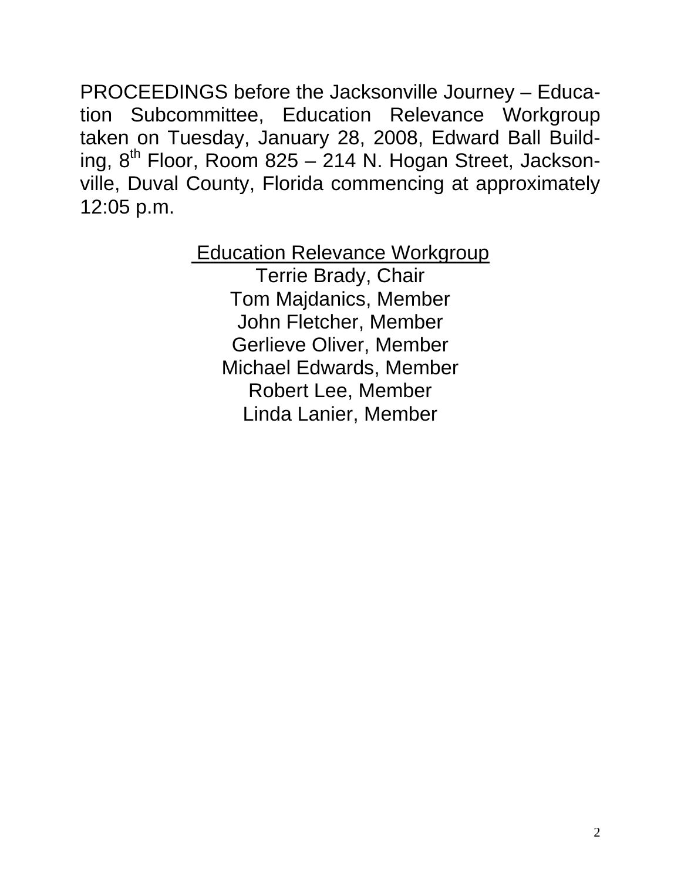PROCEEDINGS before the Jacksonville Journey – Education Subcommittee, Education Relevance Workgroup taken on Tuesday, January 28, 2008, Edward Ball Building, 8th Floor, Room 825 – 214 N. Hogan Street, Jacksonville, Duval County, Florida commencing at approximately 12:05 p.m.

<u>Education Relevance Workgroup</u>

Terrie Brady, Chair
Tom Majdanics, Member
John Fletcher, Member
Gerlieve Oliver, Member
Michael Edwards, Member
Robert Lee, Member
Linda Lanier, Member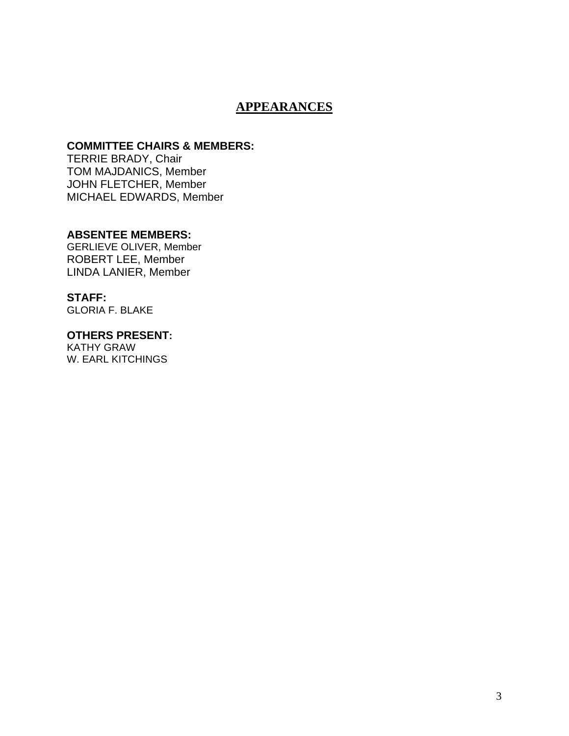# APPEARANCES

**COMMITTEE CHAIRS & MEMBERS:**
TERRIE BRADY, Chair
TOM MAJDANICS, Member
JOHN FLETCHER, Member
MICHAEL EDWARDS, Member

**ABSENTEE MEMBERS:**
GERLIEVE OLIVER, Member
ROBERT LEE, Member
LINDA LANIER, Member

**STAFF:**
GLORIA F. BLAKE

**OTHERS PRESENT:**
KATHY GRAW
W. EARL KITCHINGS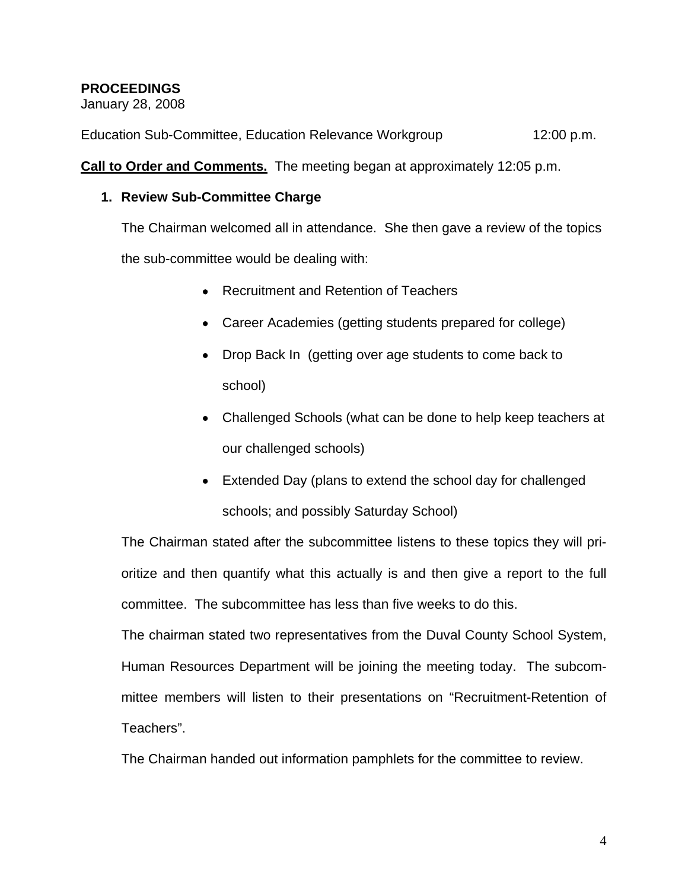**PROCEEDINGS**
January 28, 2008

Education Sub-Committee, Education Relevance Workgroup 12:00 p.m.

**Call to Order and Comments.** The meeting began at approximately 12:05 p.m.

1. **Review Sub-Committee Charge**

   The Chairman welcomed all in attendance. She then gave a review of the topics the sub-committee would be dealing with:

   - Recruitment and Retention of Teachers
   - Career Academies (getting students prepared for college)
   - Drop Back In (getting over age students to come back to school)
   - Challenged Schools (what can be done to help keep teachers at our challenged schools)
   - Extended Day (plans to extend the school day for challenged schools; and possibly Saturday School)

   The Chairman stated after the subcommittee listens to these topics they will prioritize and then quantify what this actually is and then give a report to the full committee. The subcommittee has less than five weeks to do this.

   The chairman stated two representatives from the Duval County School System, Human Resources Department will be joining the meeting today. The subcommittee members will listen to their presentations on "Recruitment-Retention of Teachers".

   The Chairman handed out information pamphlets for the committee to review.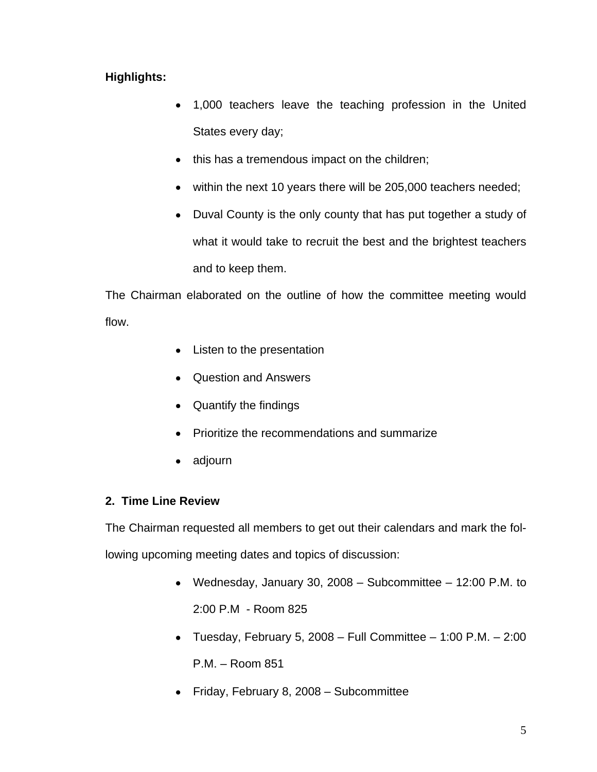**Highlights:**

- 1,000 teachers leave the teaching profession in the United States every day;
- this has a tremendous impact on the children;
- within the next 10 years there will be 205,000 teachers needed;
- Duval County is the only county that has put together a study of what it would take to recruit the best and the brightest teachers and to keep them.

The Chairman elaborated on the outline of how the committee meeting would flow.

- Listen to the presentation
- Question and Answers
- Quantify the findings
- Prioritize the recommendations and summarize
- adjourn

**2. Time Line Review**

The Chairman requested all members to get out their calendars and mark the following upcoming meeting dates and topics of discussion:

- Wednesday, January 30, 2008 – Subcommittee – 12:00 P.M. to 2:00 P.M - Room 825
- Tuesday, February 5, 2008 – Full Committee – 1:00 P.M. – 2:00 P.M. – Room 851
- Friday, February 8, 2008 – Subcommittee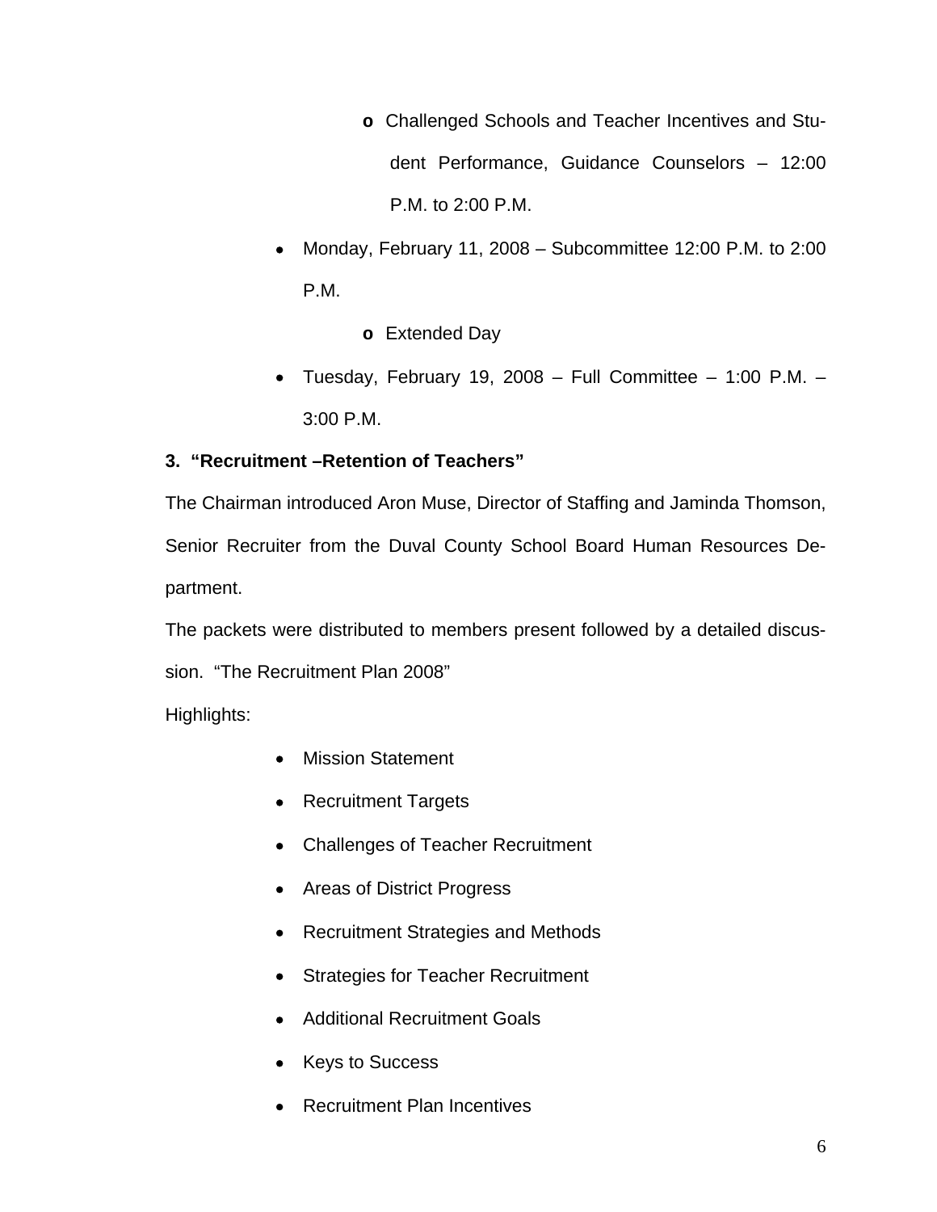- Challenged Schools and Teacher Incentives and Student Performance, Guidance Counselors – 12:00 P.M. to 2:00 P.M.

- Monday, February 11, 2008 – Subcommittee 12:00 P.M. to 2:00 P.M.
  - Extended Day
- Tuesday, February 19, 2008 – Full Committee – 1:00 P.M. – 3:00 P.M.

**3. "Recruitment –Retention of Teachers"**

The Chairman introduced Aron Muse, Director of Staffing and Jaminda Thomson, Senior Recruiter from the Duval County School Board Human Resources Department.

The packets were distributed to members present followed by a detailed discussion. "The Recruitment Plan 2008"

Highlights:

- Mission Statement
- Recruitment Targets
- Challenges of Teacher Recruitment
- Areas of District Progress
- Recruitment Strategies and Methods
- Strategies for Teacher Recruitment
- Additional Recruitment Goals
- Keys to Success
- Recruitment Plan Incentives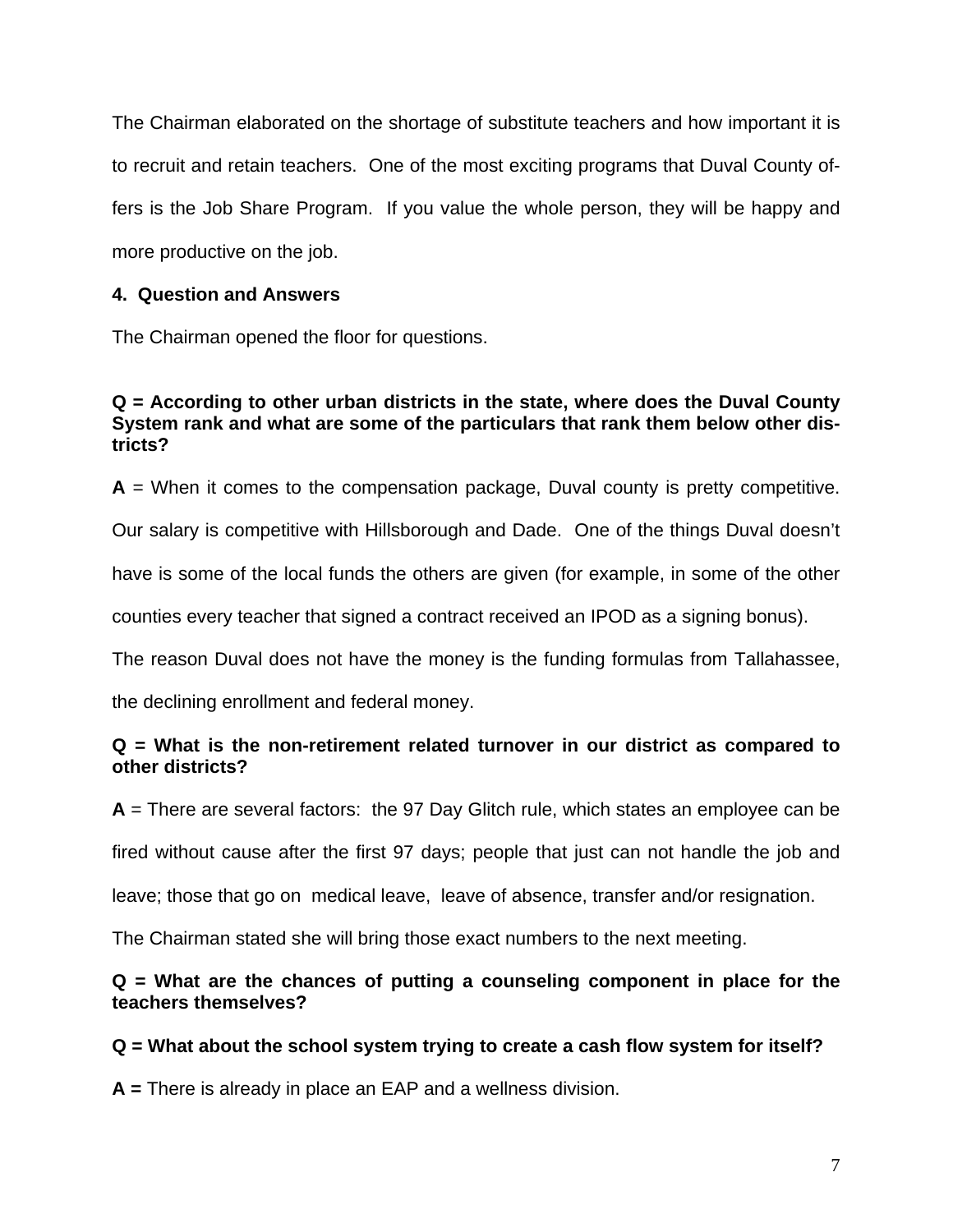The Chairman elaborated on the shortage of substitute teachers and how important it is to recruit and retain teachers. One of the most exciting programs that Duval County offers is the Job Share Program. If you value the whole person, they will be happy and more productive on the job.

**4. Question and Answers**

The Chairman opened the floor for questions.

**Q = According to other urban districts in the state, where does the Duval County System rank and what are some of the particulars that rank them below other districts?**

**A** = When it comes to the compensation package, Duval county is pretty competitive. Our salary is competitive with Hillsborough and Dade. One of the things Duval doesn't have is some of the local funds the others are given (for example, in some of the other counties every teacher that signed a contract received an IPOD as a signing bonus). The reason Duval does not have the money is the funding formulas from Tallahassee, the declining enrollment and federal money.

**Q = What is the non-retirement related turnover in our district as compared to other districts?**

**A** = There are several factors: the 97 Day Glitch rule, which states an employee can be fired without cause after the first 97 days; people that just can not handle the job and leave; those that go on medical leave, leave of absence, transfer and/or resignation. The Chairman stated she will bring those exact numbers to the next meeting.

**Q = What are the chances of putting a counseling component in place for the teachers themselves?**

**Q = What about the school system trying to create a cash flow system for itself?**

**A =** There is already in place an EAP and a wellness division.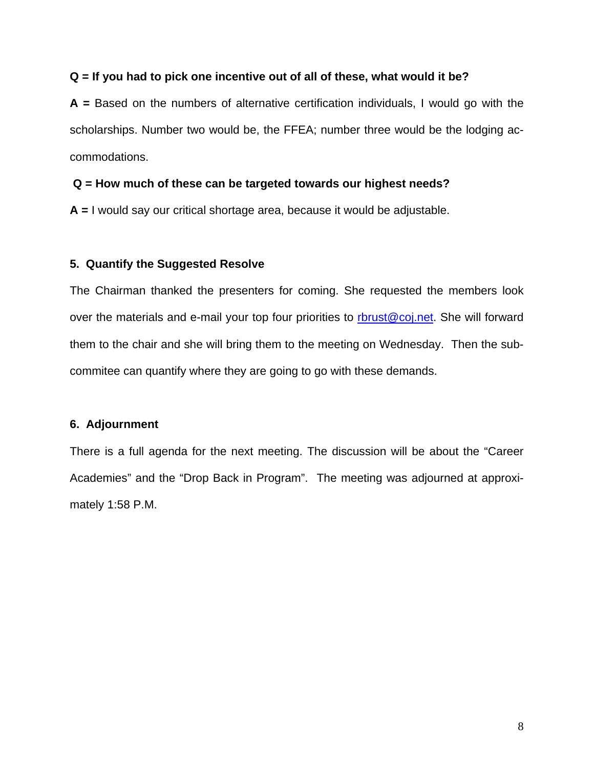**Q = If you had to pick one incentive out of all of these, what would it be?**

**A =** Based on the numbers of alternative certification individuals, I would go with the scholarships. Number two would be, the FFEA; number three would be the lodging accommodations.

**Q = How much of these can be targeted towards our highest needs?**

**A =** I would say our critical shortage area, because it would be adjustable.

## 5. Quantify the Suggested Resolve

The Chairman thanked the presenters for coming. She requested the members look over the materials and e-mail your top four priorities to rbrust@coj.net. She will forward them to the chair and she will bring them to the meeting on Wednesday. Then the sub-commitee can quantify where they are going to go with these demands.

## 6. Adjournment

There is a full agenda for the next meeting. The discussion will be about the "Career Academies" and the "Drop Back in Program". The meeting was adjourned at approximately 1:58 P.M.